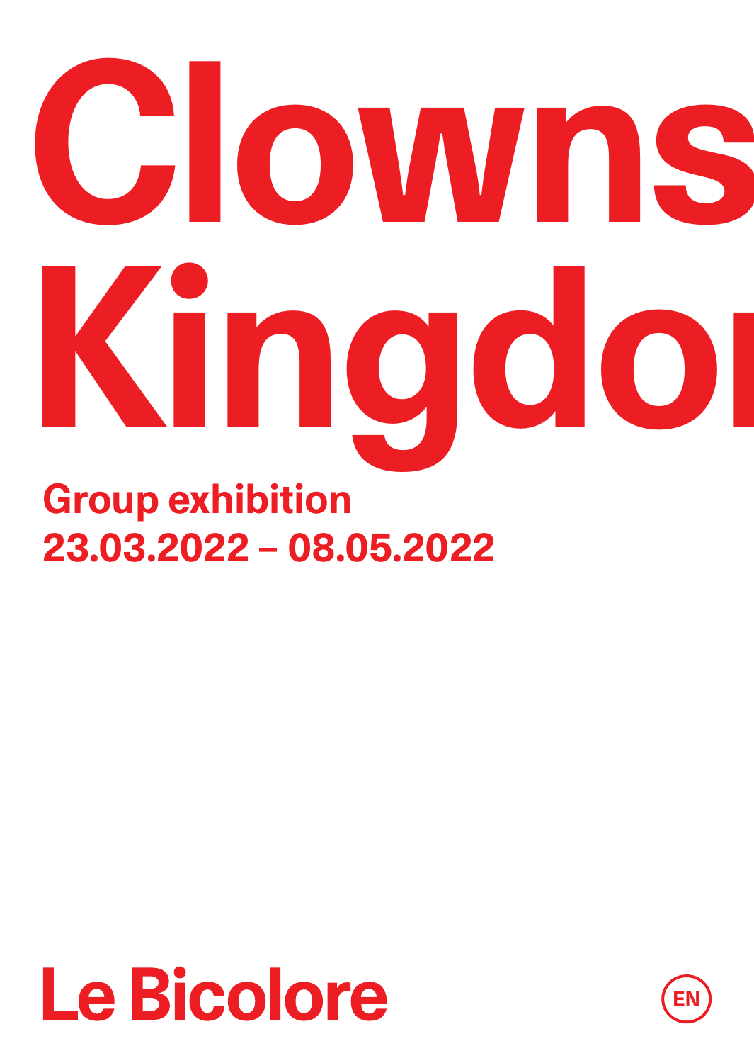# Clowns Kingdom

**Group exhibition**
**23.03.2022 – 08.05.2022**

**Le Bicolore**

EN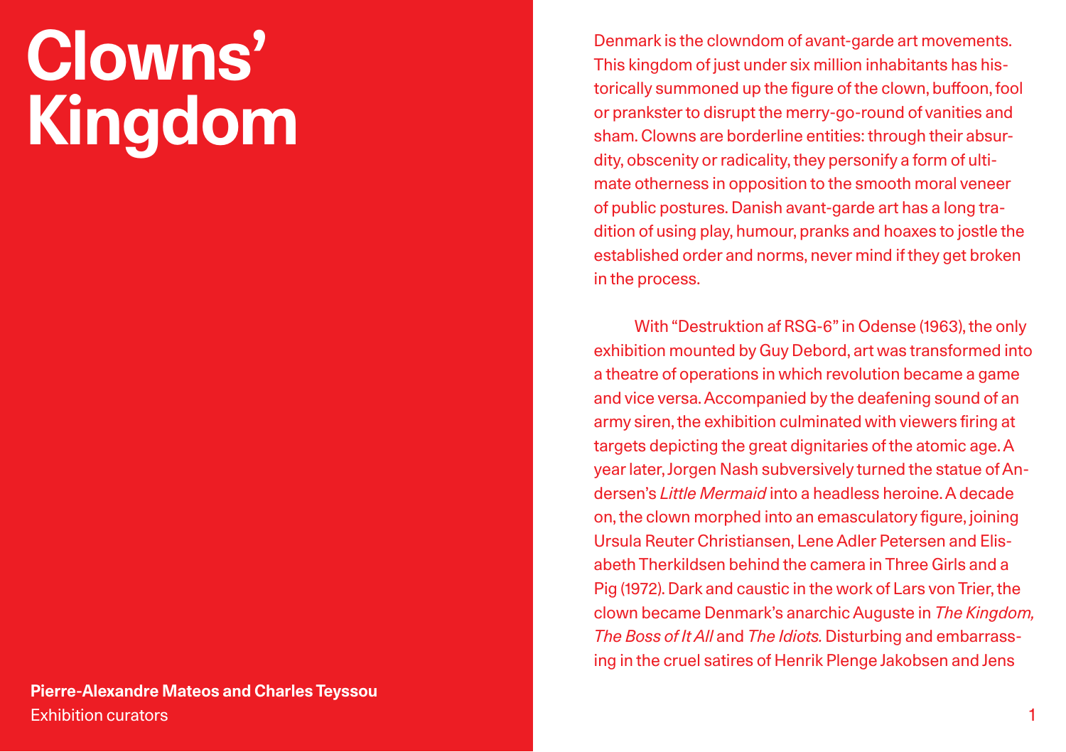# Clowns' Kingdom

**Pierre-Alexandre Mateos and Charles Teyssou**
Exhibition curators

Denmark is the clowndom of avant-garde art movements. This kingdom of just under six million inhabitants has historically summoned up the figure of the clown, buffoon, fool or prankster to disrupt the merry-go-round of vanities and sham. Clowns are borderline entities: through their absurdity, obscenity or radicality, they personify a form of ultimate otherness in opposition to the smooth moral veneer of public postures. Danish avant-garde art has a long tradition of using play, humour, pranks and hoaxes to jostle the established order and norms, never mind if they get broken in the process.

With "Destruktion af RSG-6" in Odense (1963), the only exhibition mounted by Guy Debord, art was transformed into a theatre of operations in which revolution became a game and vice versa. Accompanied by the deafening sound of an army siren, the exhibition culminated with viewers firing at targets depicting the great dignitaries of the atomic age. A year later, Jorgen Nash subversively turned the statue of Andersen's *Little Mermaid* into a headless heroine. A decade on, the clown morphed into an emasculatory figure, joining Ursula Reuter Christiansen, Lene Adler Petersen and Elisabeth Therkildsen behind the camera in Three Girls and a Pig (1972). Dark and caustic in the work of Lars von Trier, the clown became Denmark's anarchic Auguste in *The Kingdom, The Boss of It All* and *The Idiots*. Disturbing and embarrassing in the cruel satires of Henrik Plenge Jakobsen and Jens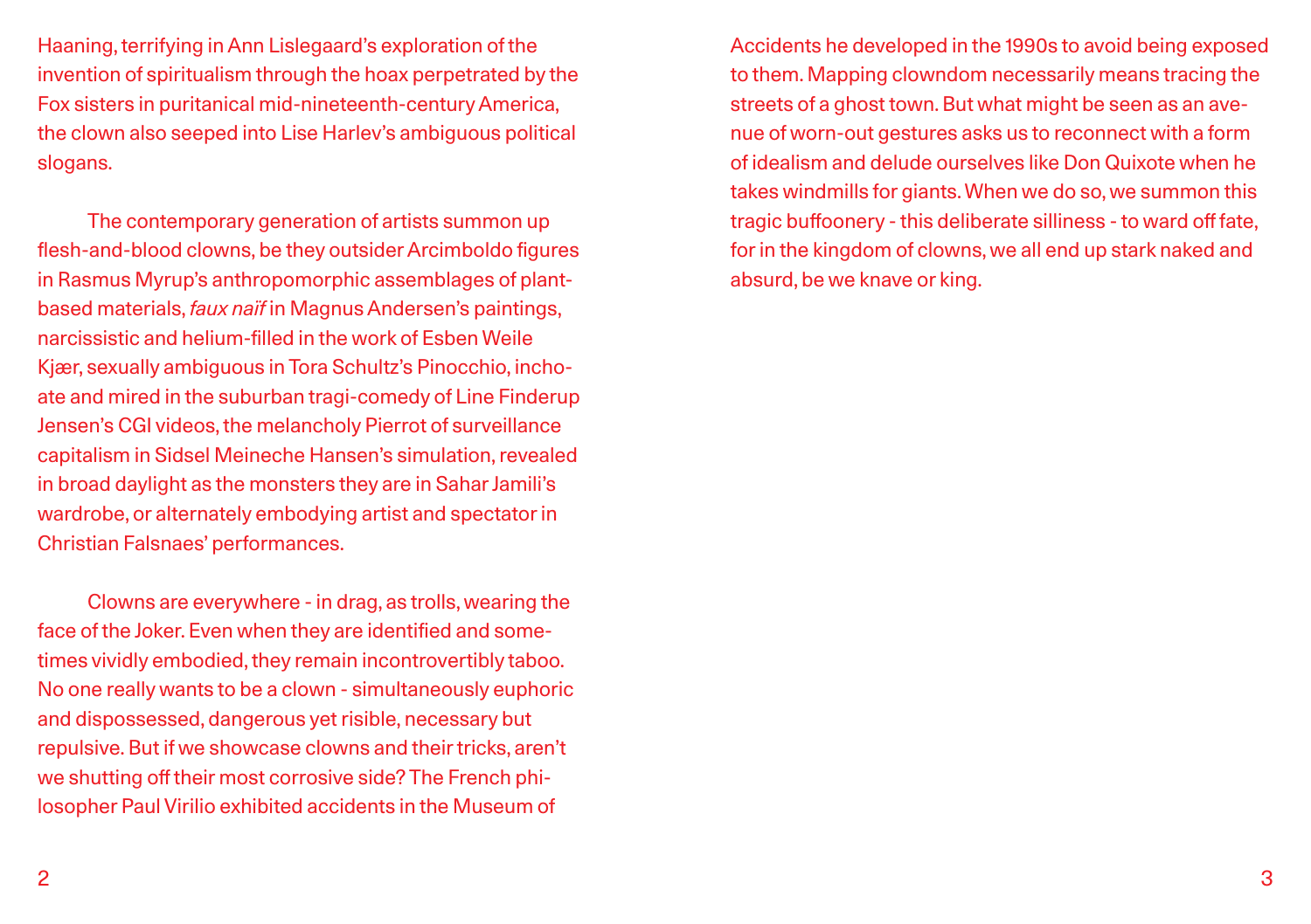Haaning, terrifying in Ann Lislegaard's exploration of the invention of spiritualism through the hoax perpetrated by the Fox sisters in puritanical mid-nineteenth-century America, the clown also seeped into Lise Harlev's ambiguous political slogans.

The contemporary generation of artists summon up flesh-and-blood clowns, be they outsider Arcimboldo figures in Rasmus Myrup's anthropomorphic assemblages of plant-based materials, *faux naïf* in Magnus Andersen's paintings, narcissistic and helium-filled in the work of Esben Weile Kjær, sexually ambiguous in Tora Schultz's Pinocchio, inchoate and mired in the suburban tragi-comedy of Line Finderup Jensen's CGI videos, the melancholy Pierrot of surveillance capitalism in Sidsel Meineche Hansen's simulation, revealed in broad daylight as the monsters they are in Sahar Jamili's wardrobe, or alternately embodying artist and spectator in Christian Falsnaes' performances.

Clowns are everywhere - in drag, as trolls, wearing the face of the Joker. Even when they are identified and sometimes vividly embodied, they remain incontrovertibly taboo. No one really wants to be a clown - simultaneously euphoric and dispossessed, dangerous yet risible, necessary but repulsive. But if we showcase clowns and their tricks, aren't we shutting off their most corrosive side? The French philosopher Paul Virilio exhibited accidents in the Museum of Accidents he developed in the 1990s to avoid being exposed to them. Mapping clowndom necessarily means tracing the streets of a ghost town. But what might be seen as an avenue of worn-out gestures asks us to reconnect with a form of idealism and delude ourselves like Don Quixote when he takes windmills for giants. When we do so, we summon this tragic buffoonery - this deliberate silliness - to ward off fate, for in the kingdom of clowns, we all end up stark naked and absurd, be we knave or king.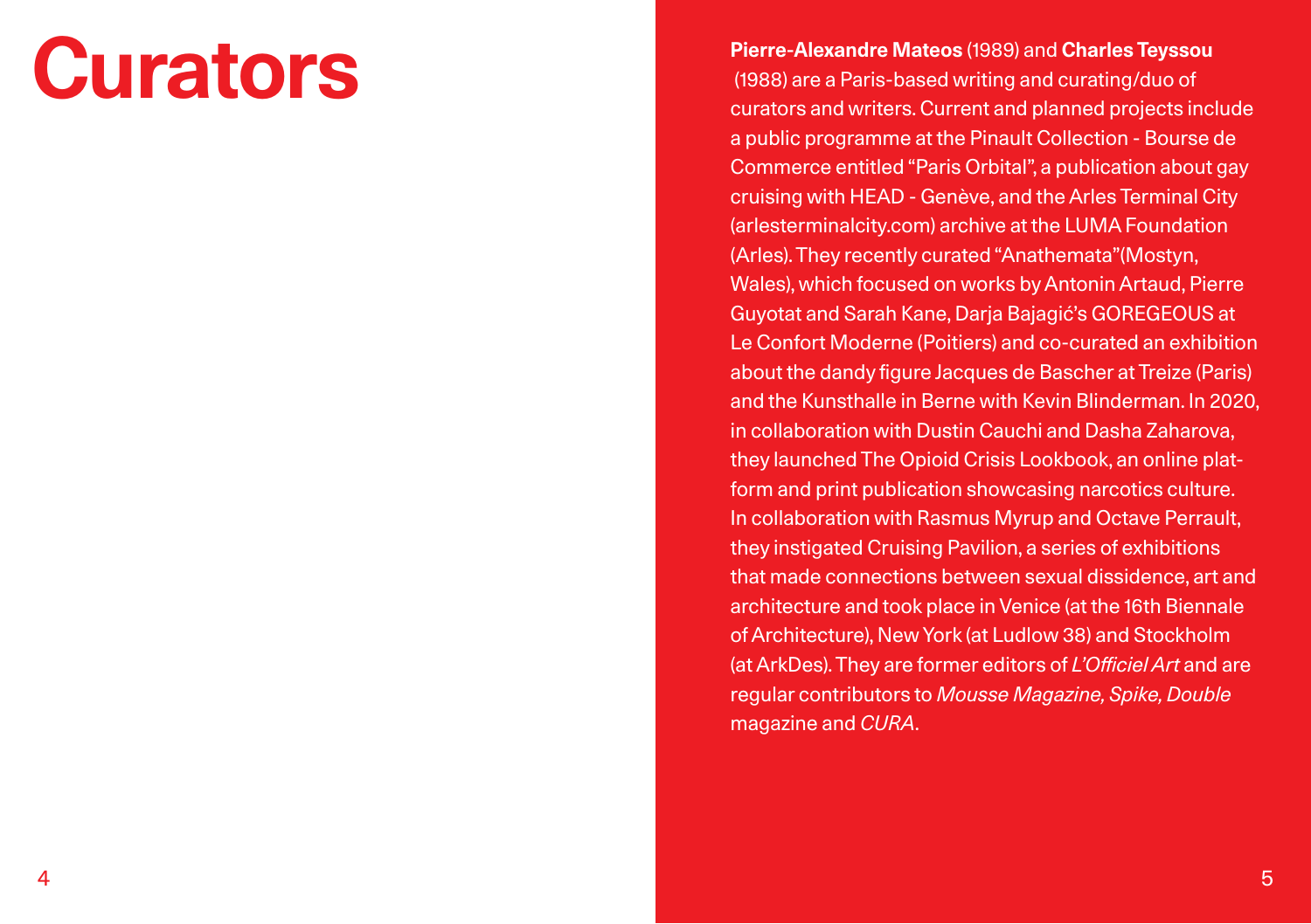# Curators

**Pierre-Alexandre Mateos** (1989) and **Charles Teyssou** (1988) are a Paris-based writing and curating/duo of curators and writers. Current and planned projects include a public programme at the Pinault Collection - Bourse de Commerce entitled “Paris Orbital”, a publication about gay cruising with HEAD - Genève, and the Arles Terminal City (arlesterminalcity.com) archive at the LUMA Foundation (Arles). They recently curated “Anathemata”(Mostyn, Wales), which focused on works by Antonin Artaud, Pierre Guyotat and Sarah Kane, Darja Bajagić’s GOREGEOUS at Le Confort Moderne (Poitiers) and co-curated an exhibition about the dandy figure Jacques de Bascher at Treize (Paris) and the Kunsthalle in Berne with Kevin Blinderman. In 2020, in collaboration with Dustin Cauchi and Dasha Zaharova, they launched The Opioid Crisis Lookbook, an online platform and print publication showcasing narcotics culture. In collaboration with Rasmus Myrup and Octave Perrault, they instigated Cruising Pavilion, a series of exhibitions that made connections between sexual dissidence, art and architecture and took place in Venice (at the 16th Biennale of Architecture), New York (at Ludlow 38) and Stockholm (at ArkDes). They are former editors of *L’Officiel Art* and are regular contributors to *Mousse Magazine, Spike, Double* magazine and *CURA*.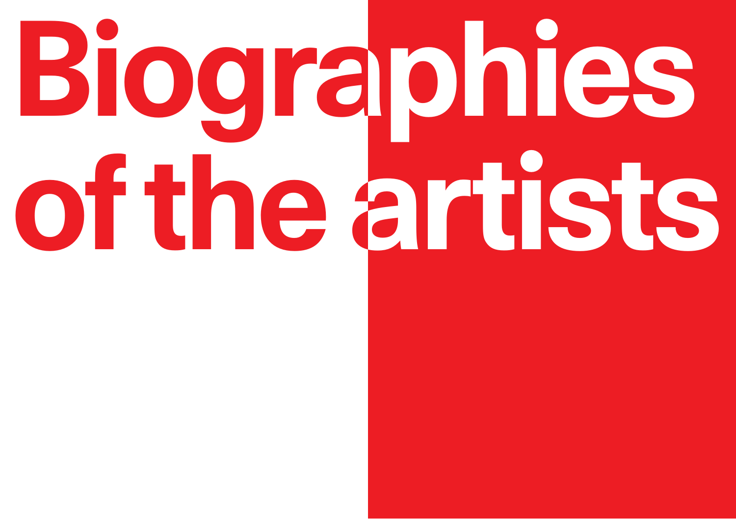# Biographies of the artists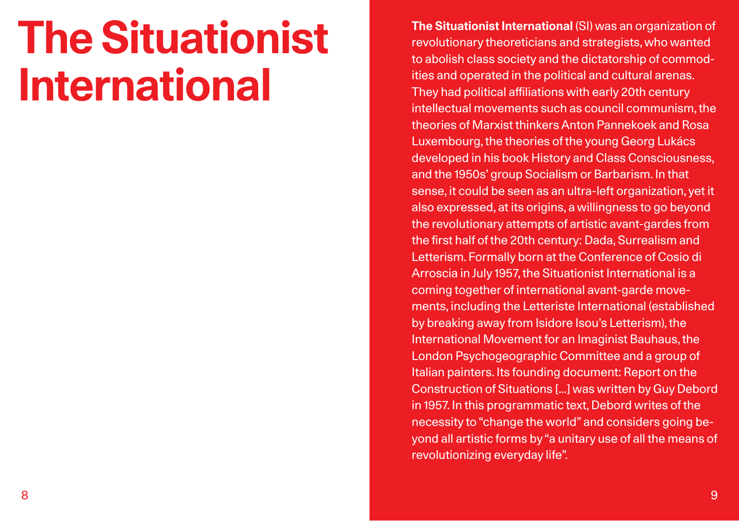# The Situationist International

**The Situationist International** (SI) was an organization of revolutionary theoreticians and strategists, who wanted to abolish class society and the dictatorship of commodities and operated in the political and cultural arenas. They had political affiliations with early 20th century intellectual movements such as council communism, the theories of Marxist thinkers Anton Pannekoek and Rosa Luxembourg, the theories of the young Georg Lukács developed in his book History and Class Consciousness, and the 1950s' group Socialism or Barbarism. In that sense, it could be seen as an ultra-left organization, yet it also expressed, at its origins, a willingness to go beyond the revolutionary attempts of artistic avant-gardes from the first half of the 20th century: Dada, Surrealism and Letterism. Formally born at the Conference of Cosio di Arroscia in July 1957, the Situationist International is a coming together of international avant-garde movements, including the Letteriste International (established by breaking away from Isidore Isou's Letterism), the International Movement for an Imaginist Bauhaus, the London Psychogeographic Committee and a group of Italian painters. Its founding document: Report on the Construction of Situations [...] was written by Guy Debord in 1957. In this programmatic text, Debord writes of the necessity to "change the world" and considers going beyond all artistic forms by "a unitary use of all the means of revolutionizing everyday life".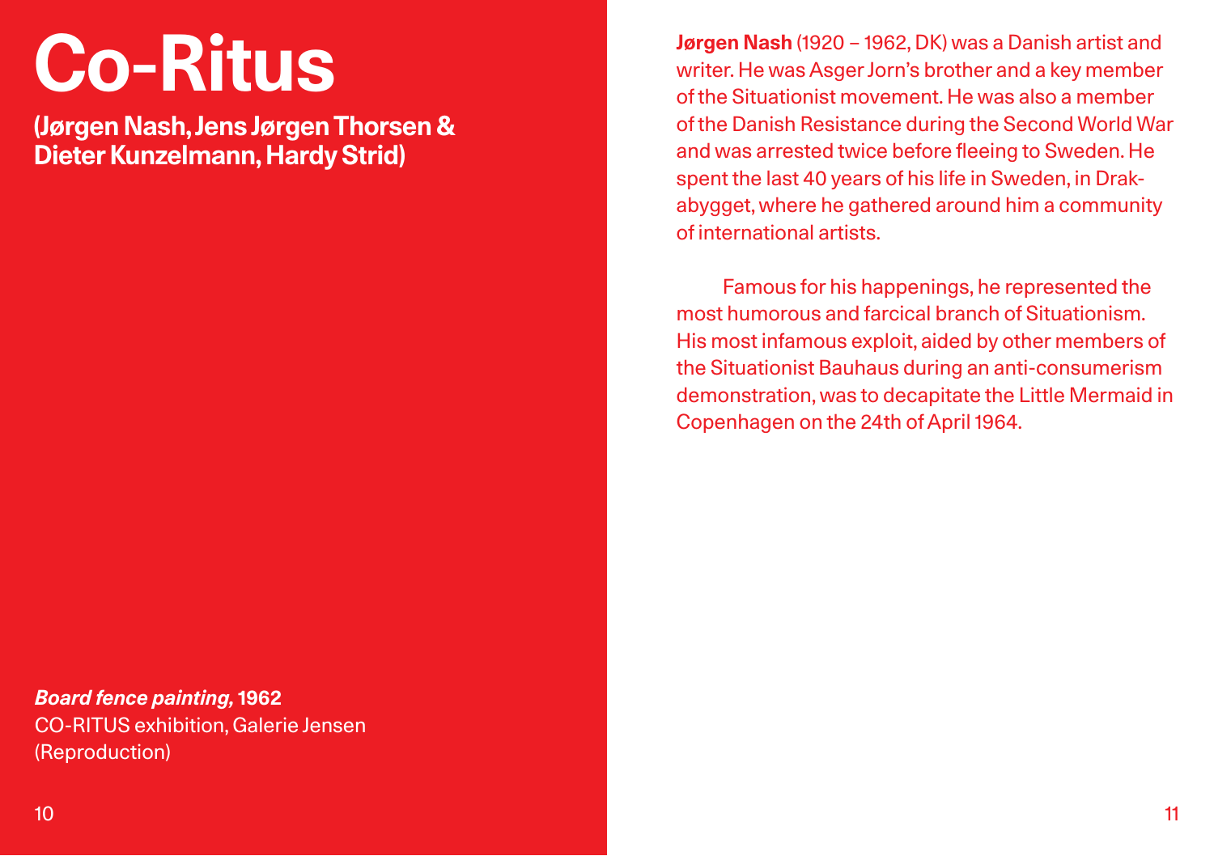# Co-Ritus

**(Jørgen Nash, Jens Jørgen Thorsen & Dieter Kunzelmann, Hardy Strid)**

***Board fence painting,* 1962**
CO-RITUS exhibition, Galerie Jensen
(Reproduction)

**Jørgen Nash** (1920 – 1962, DK) was a Danish artist and writer. He was Asger Jorn's brother and a key member of the Situationist movement. He was also a member of the Danish Resistance during the Second World War and was arrested twice before fleeing to Sweden. He spent the last 40 years of his life in Sweden, in Drak-abygget, where he gathered around him a community of international artists.

Famous for his happenings, he represented the most humorous and farcical branch of Situationism. His most infamous exploit, aided by other members of the Situationist Bauhaus during an anti-consumerism demonstration, was to decapitate the Little Mermaid in Copenhagen on the 24th of April 1964.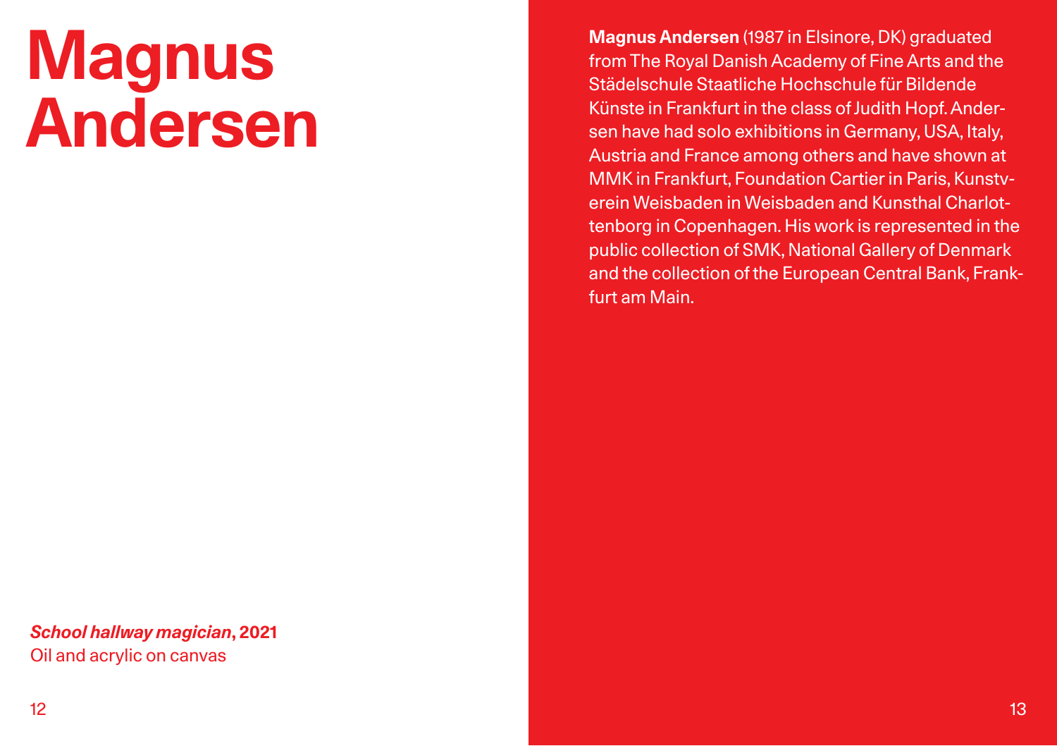# Magnus Andersen

***School hallway magician*, 2021**
Oil and acrylic on canvas

**Magnus Andersen** (1987 in Elsinore, DK) graduated from The Royal Danish Academy of Fine Arts and the Städelschule Staatliche Hochschule für Bildende Künste in Frankfurt in the class of Judith Hopf. Andersen have had solo exhibitions in Germany, USA, Italy, Austria and France among others and have shown at MMK in Frankfurt, Foundation Cartier in Paris, Kunstverein Weisbaden in Weisbaden and Kunsthal Charlottenborg in Copenhagen. His work is represented in the public collection of SMK, National Gallery of Denmark and the collection of the European Central Bank, Frankfurt am Main.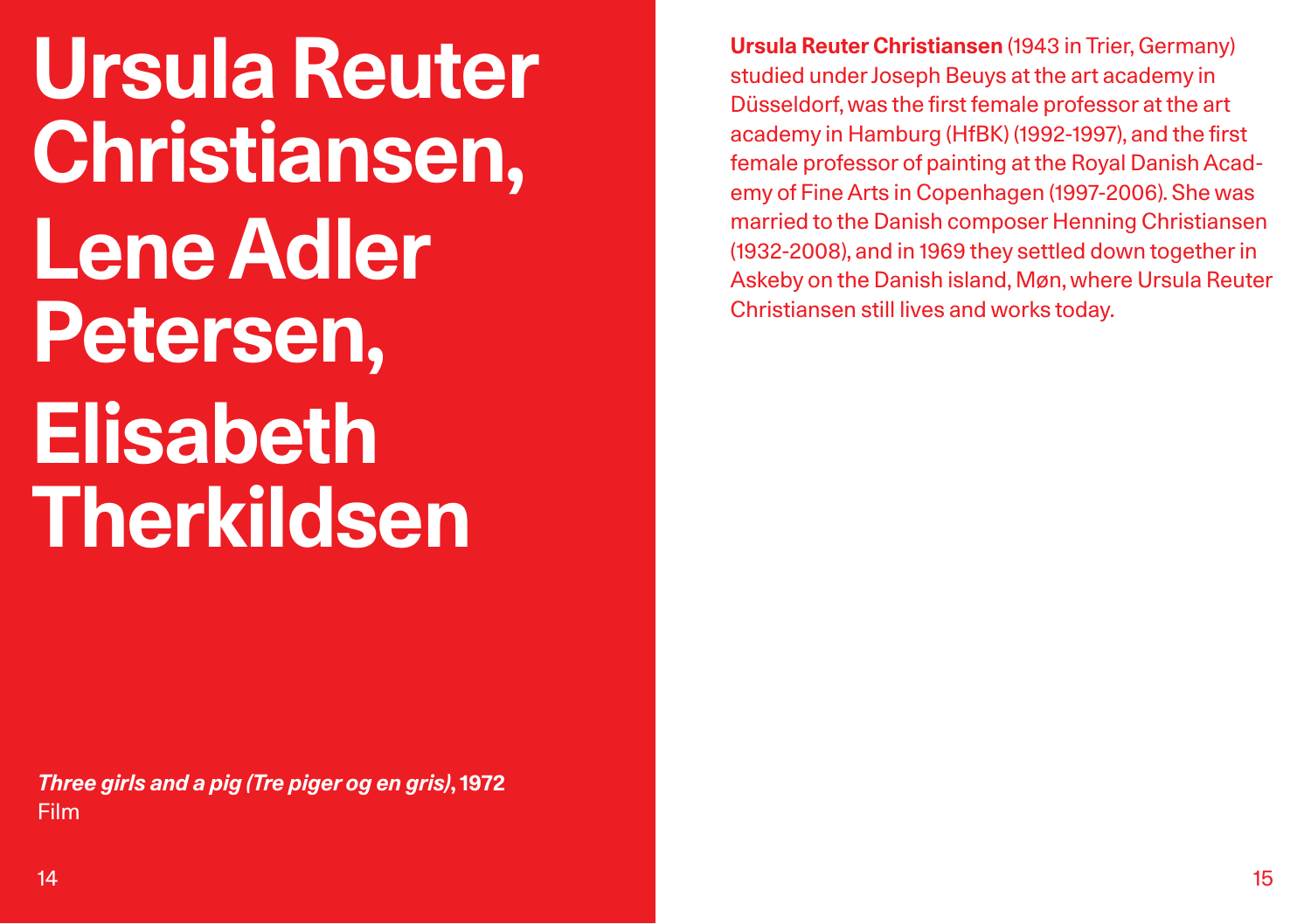# Ursula Reuter Christiansen, Lene Adler Petersen, Elisabeth Therkildsen

***Three girls and a pig (Tre piger og en gris)*, 1972**
Film

**Ursula Reuter Christiansen** (1943 in Trier, Germany) studied under Joseph Beuys at the art academy in Düsseldorf, was the first female professor at the art academy in Hamburg (HfBK) (1992-1997), and the first female professor of painting at the Royal Danish Academy of Fine Arts in Copenhagen (1997-2006). She was married to the Danish composer Henning Christiansen (1932-2008), and in 1969 they settled down together in Askeby on the Danish island, Møn, where Ursula Reuter Christiansen still lives and works today.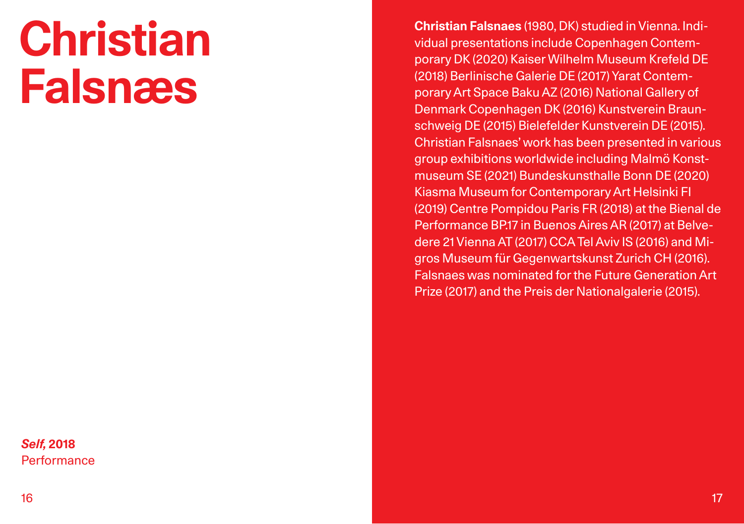# Christian Falsnæs

***Self,* 2018**
Performance

**Christian Falsnaes** (1980, DK) studied in Vienna. Individual presentations include Copenhagen Contemporary DK (2020) Kaiser Wilhelm Museum Krefeld DE (2018) Berlinische Galerie DE (2017) Yarat Contemporary Art Space Baku AZ (2016) National Gallery of Denmark Copenhagen DK (2016) Kunstverein Braunschweig DE (2015) Bielefelder Kunstverein DE (2015). Christian Falsnaes' work has been presented in various group exhibitions worldwide including Malmö Konstmuseum SE (2021) Bundeskunsthalle Bonn DE (2020) Kiasma Museum for Contemporary Art Helsinki FI (2019) Centre Pompidou Paris FR (2018) at the Bienal de Performance BP.17 in Buenos Aires AR (2017) at Belvedere 21 Vienna AT (2017) CCA Tel Aviv IS (2016) and Migros Museum für Gegenwartskunst Zurich CH (2016). Falsnaes was nominated for the Future Generation Art Prize (2017) and the Preis der Nationalgalerie (2015).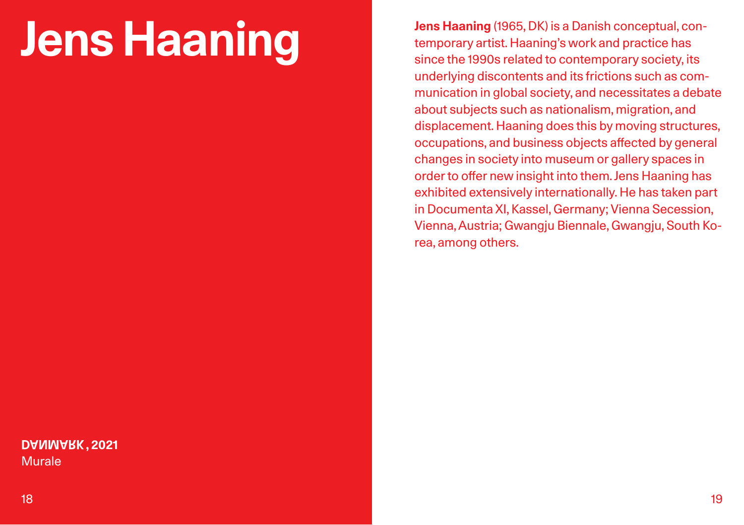# Jens Haaning

**DANMARK, 2021**
Murale

**Jens Haaning** (1965, DK) is a Danish conceptual, contemporary artist. Haaning's work and practice has since the 1990s related to contemporary society, its underlying discontents and its frictions such as communication in global society, and necessitates a debate about subjects such as nationalism, migration, and displacement. Haaning does this by moving structures, occupations, and business objects affected by general changes in society into museum or gallery spaces in order to offer new insight into them. Jens Haaning has exhibited extensively internationally. He has taken part in Documenta XI, Kassel, Germany; Vienna Secession, Vienna, Austria; Gwangju Biennale, Gwangju, South Korea, among others.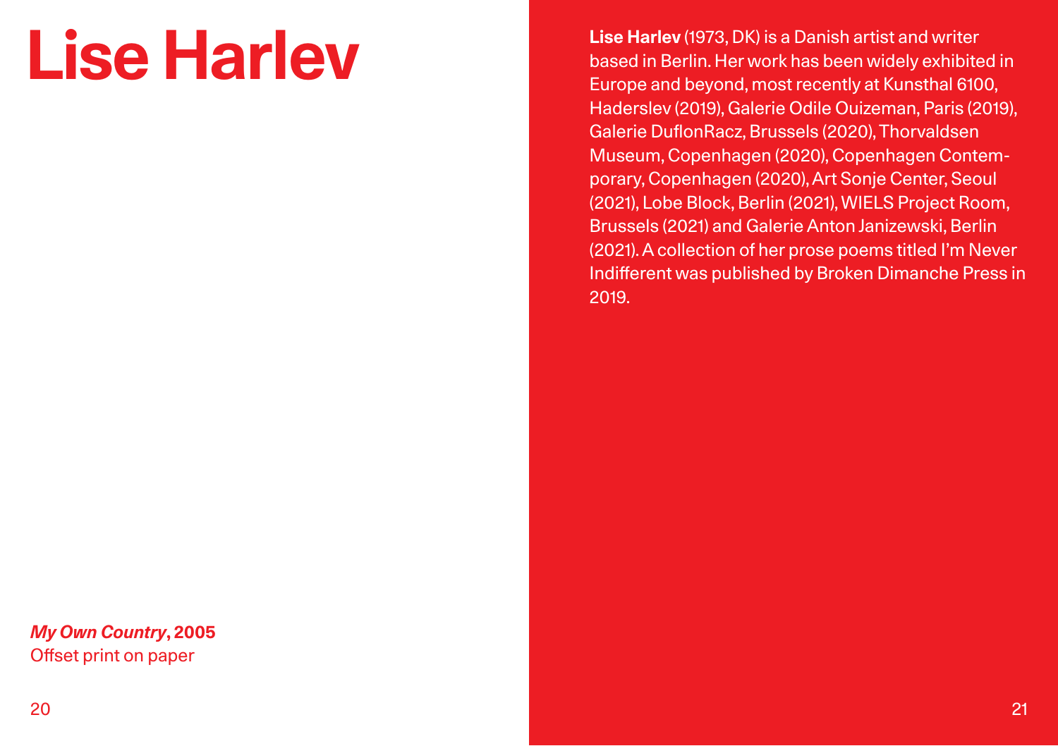# Lise Harlev

***My Own Country*, 2005**
Offset print on paper

**Lise Harlev** (1973, DK) is a Danish artist and writer based in Berlin. Her work has been widely exhibited in Europe and beyond, most recently at Kunsthal 6100, Haderslev (2019), Galerie Odile Ouizeman, Paris (2019), Galerie DuflonRacz, Brussels (2020), Thorvaldsen Museum, Copenhagen (2020), Copenhagen Contemporary, Copenhagen (2020), Art Sonje Center, Seoul (2021), Lobe Block, Berlin (2021), WIELS Project Room, Brussels (2021) and Galerie Anton Janizewski, Berlin (2021). A collection of her prose poems titled I'm Never Indifferent was published by Broken Dimanche Press in 2019.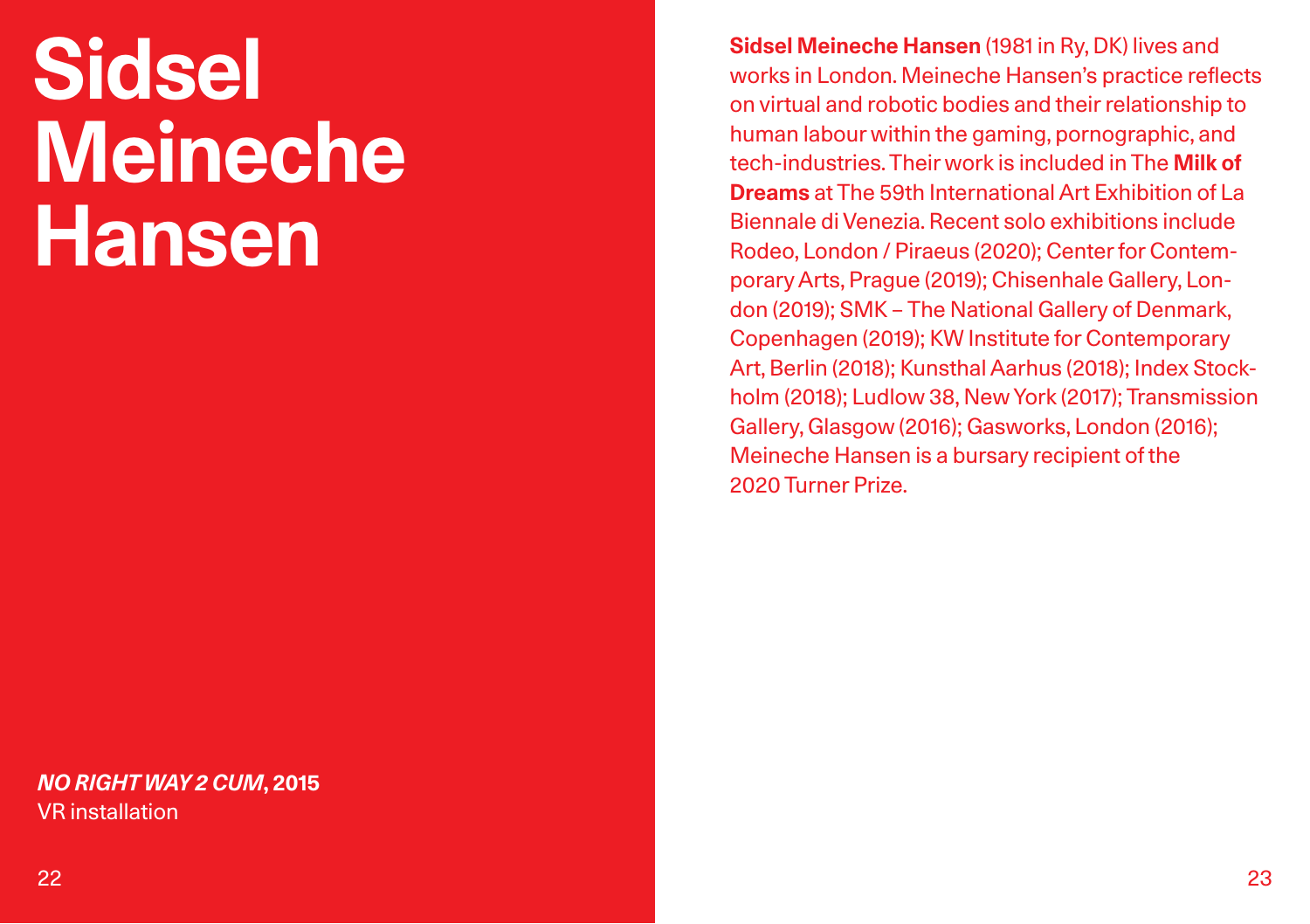# Sidsel Meineche Hansen

***NO RIGHT WAY 2 CUM*, 2015**
VR installation

**Sidsel Meineche Hansen** (1981 in Ry, DK) lives and works in London. Meineche Hansen's practice reflects on virtual and robotic bodies and their relationship to human labour within the gaming, pornographic, and tech-industries. Their work is included in The **Milk of Dreams** at The 59th International Art Exhibition of La Biennale di Venezia. Recent solo exhibitions include Rodeo, London / Piraeus (2020); Center for Contemporary Arts, Prague (2019); Chisenhale Gallery, London (2019); SMK – The National Gallery of Denmark, Copenhagen (2019); KW Institute for Contemporary Art, Berlin (2018); Kunsthal Aarhus (2018); Index Stockholm (2018); Ludlow 38, New York (2017); Transmission Gallery, Glasgow (2016); Gasworks, London (2016); Meineche Hansen is a bursary recipient of the 2020 Turner Prize.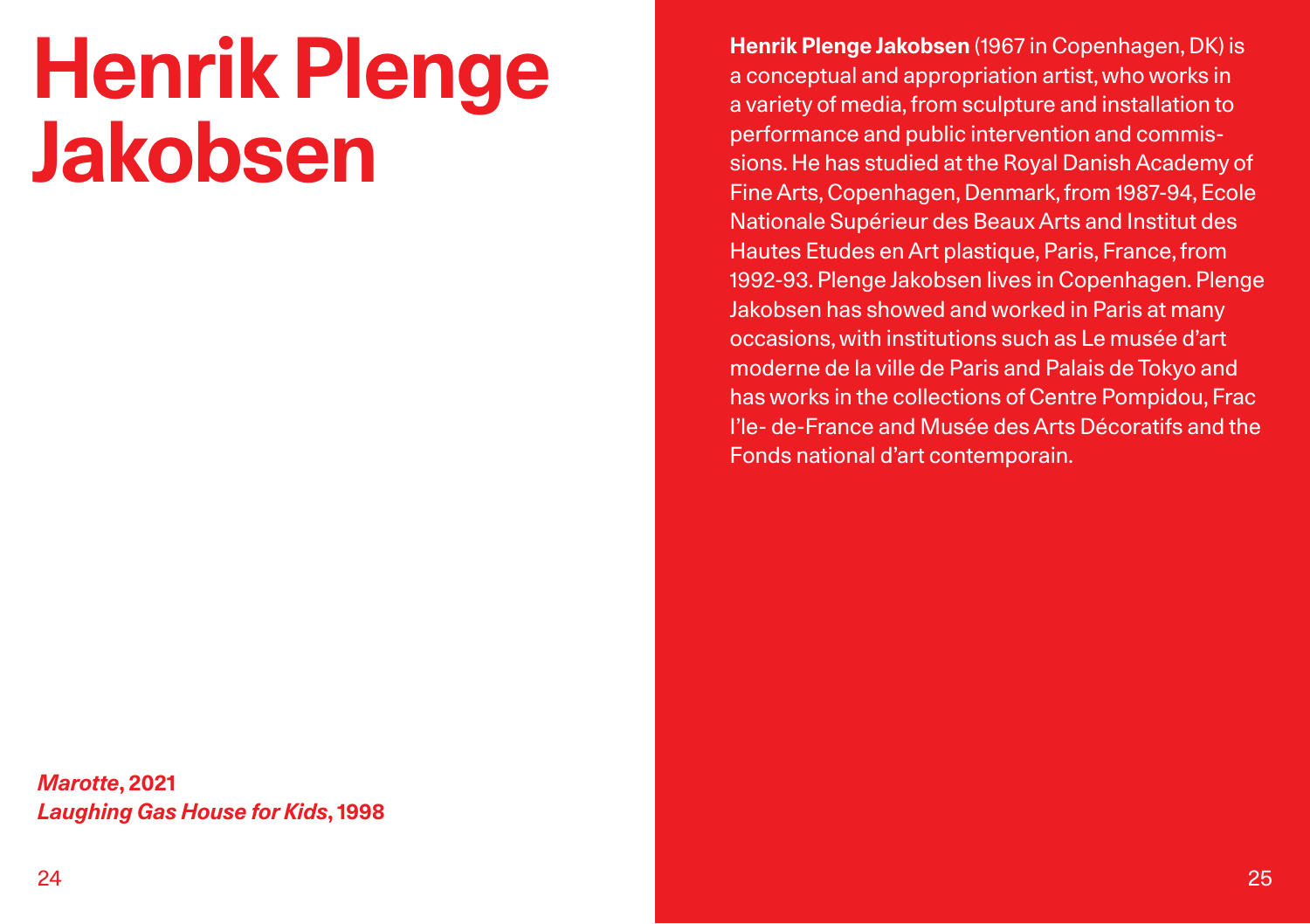# Henrik Plenge Jakobsen

***Marotte*, 2021**
***Laughing Gas House for Kids*, 1998**

**Henrik Plenge Jakobsen** (1967 in Copenhagen, DK) is a conceptual and appropriation artist, who works in a variety of media, from sculpture and installation to performance and public intervention and commissions. He has studied at the Royal Danish Academy of Fine Arts, Copenhagen, Denmark, from 1987-94, Ecole Nationale Supérieur des Beaux Arts and Institut des Hautes Etudes en Art plastique, Paris, France, from 1992-93. Plenge Jakobsen lives in Copenhagen. Plenge Jakobsen has showed and worked in Paris at many occasions, with institutions such as Le musée d'art moderne de la ville de Paris and Palais de Tokyo and has works in the collections of Centre Pompidou, Frac l'le- de-France and Musée des Arts Décoratifs and the Fonds national d'art contemporain.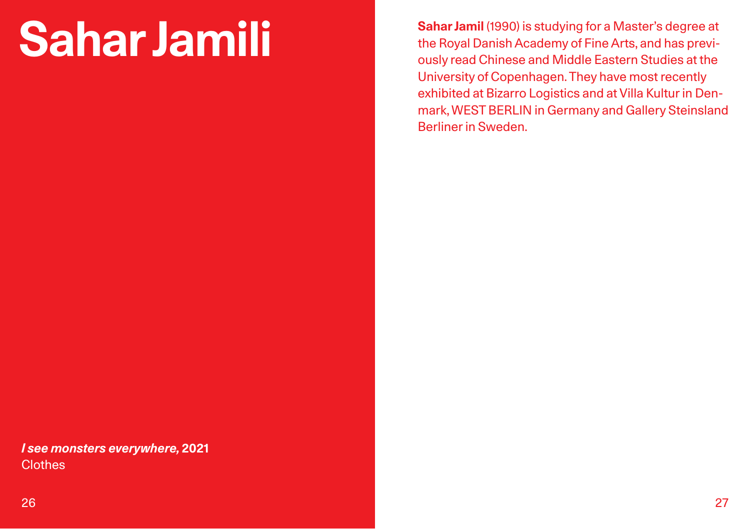# Sahar Jamili

***I see monsters everywhere,* 2021**
Clothes

**Sahar Jamil** (1990) is studying for a Master's degree at the Royal Danish Academy of Fine Arts, and has previously read Chinese and Middle Eastern Studies at the University of Copenhagen. They have most recently exhibited at Bizarro Logistics and at Villa Kultur in Denmark, WEST BERLIN in Germany and Gallery Steinsland Berliner in Sweden.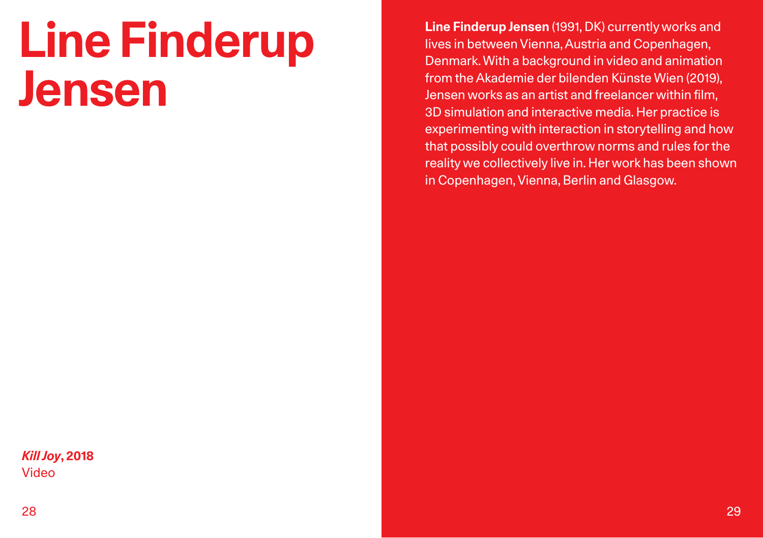# Line Finderup Jensen

***Kill Joy*, 2018**
Video

**Line Finderup Jensen** (1991, DK) currently works and lives in between Vienna, Austria and Copenhagen, Denmark. With a background in video and animation from the Akademie der bilenden Künste Wien (2019), Jensen works as an artist and freelancer within film, 3D simulation and interactive media. Her practice is experimenting with interaction in storytelling and how that possibly could overthrow norms and rules for the reality we collectively live in. Her work has been shown in Copenhagen, Vienna, Berlin and Glasgow.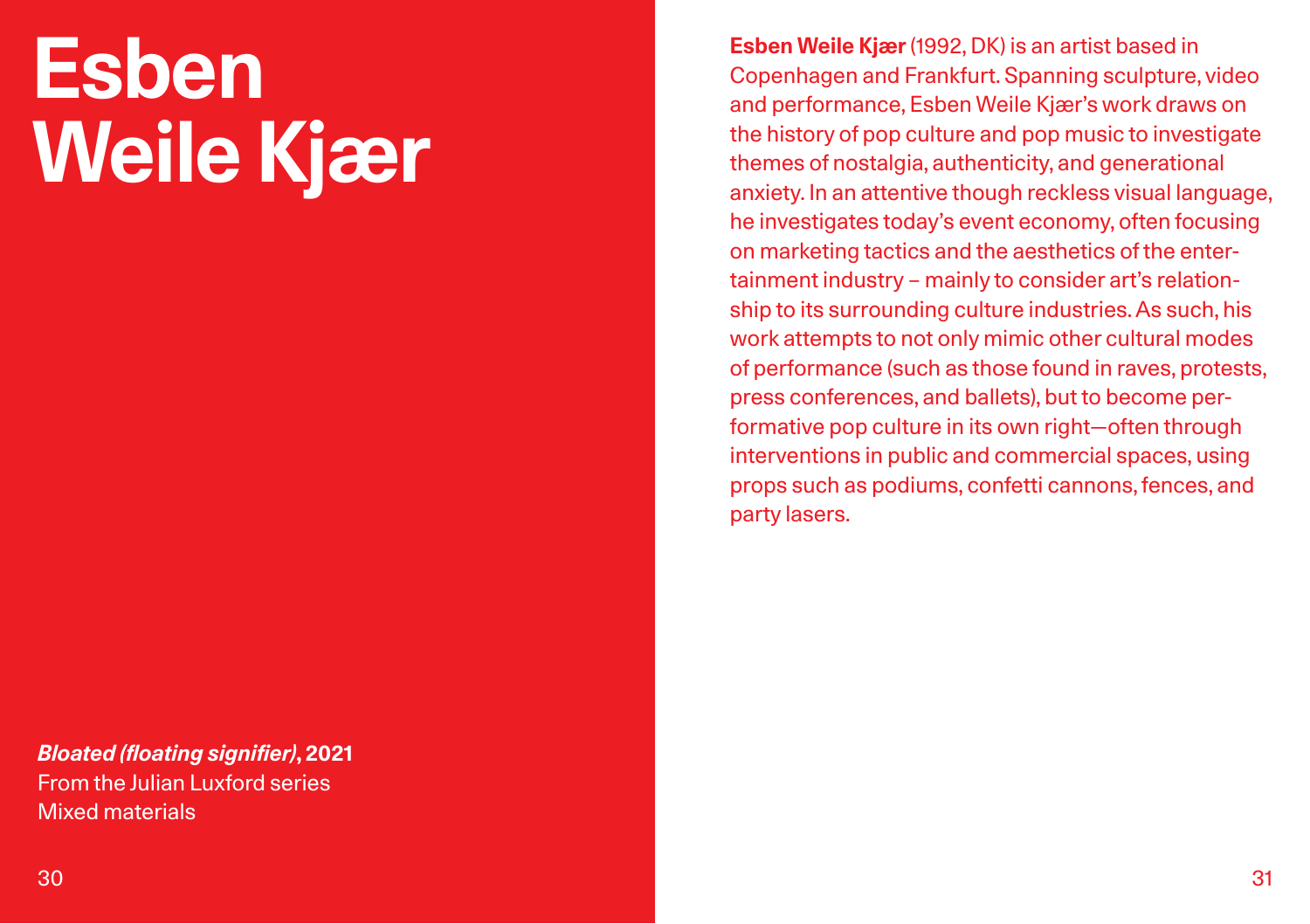# Esben Weile Kjær

***Bloated (floating signifier)*, 2021**
From the Julian Luxford series
Mixed materials

**Esben Weile Kjær** (1992, DK) is an artist based in Copenhagen and Frankfurt. Spanning sculpture, video and performance, Esben Weile Kjær's work draws on the history of pop culture and pop music to investigate themes of nostalgia, authenticity, and generational anxiety. In an attentive though reckless visual language, he investigates today's event economy, often focusing on marketing tactics and the aesthetics of the entertainment industry – mainly to consider art's relationship to its surrounding culture industries. As such, his work attempts to not only mimic other cultural modes of performance (such as those found in raves, protests, press conferences, and ballets), but to become performative pop culture in its own right—often through interventions in public and commercial spaces, using props such as podiums, confetti cannons, fences, and party lasers.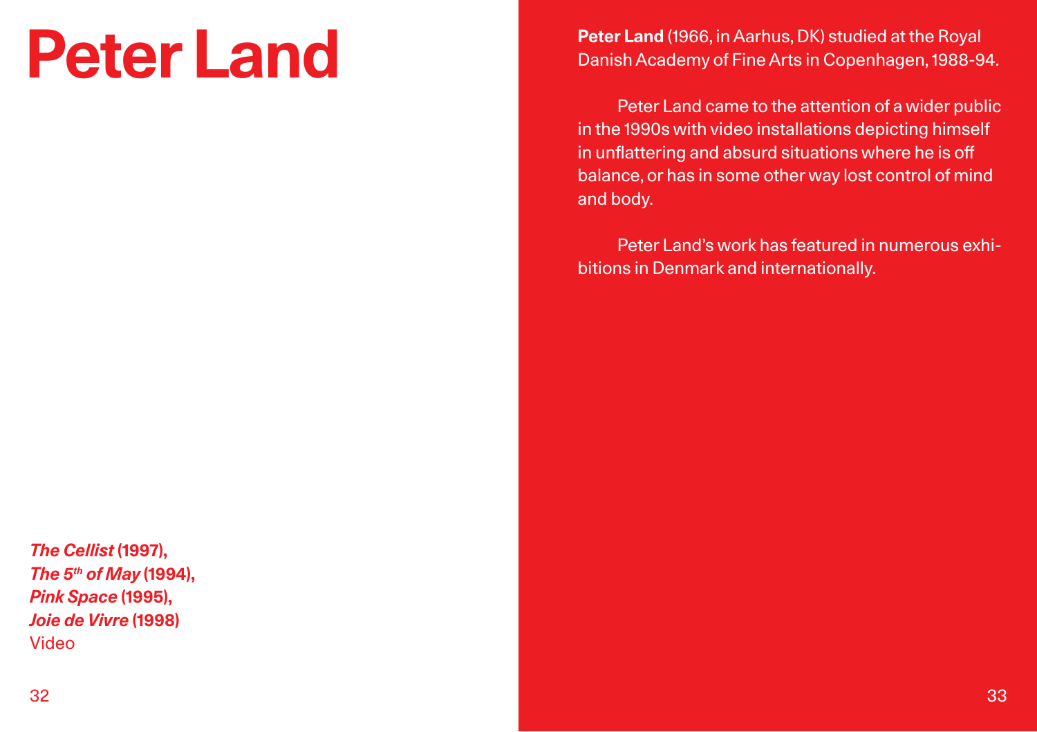# Peter Land

***The Cellist*** **(1997),**
***The 5th of May*** **(1994),**
***Pink Space*** **(1995),**
***Joie de Vivre*** **(1998)**
Video

**Peter Land** (1966, in Aarhus, DK) studied at the Royal Danish Academy of Fine Arts in Copenhagen, 1988-94.

Peter Land came to the attention of a wider public in the 1990s with video installations depicting himself in unflattering and absurd situations where he is off balance, or has in some other way lost control of mind and body.

Peter Land's work has featured in numerous exhibitions in Denmark and internationally.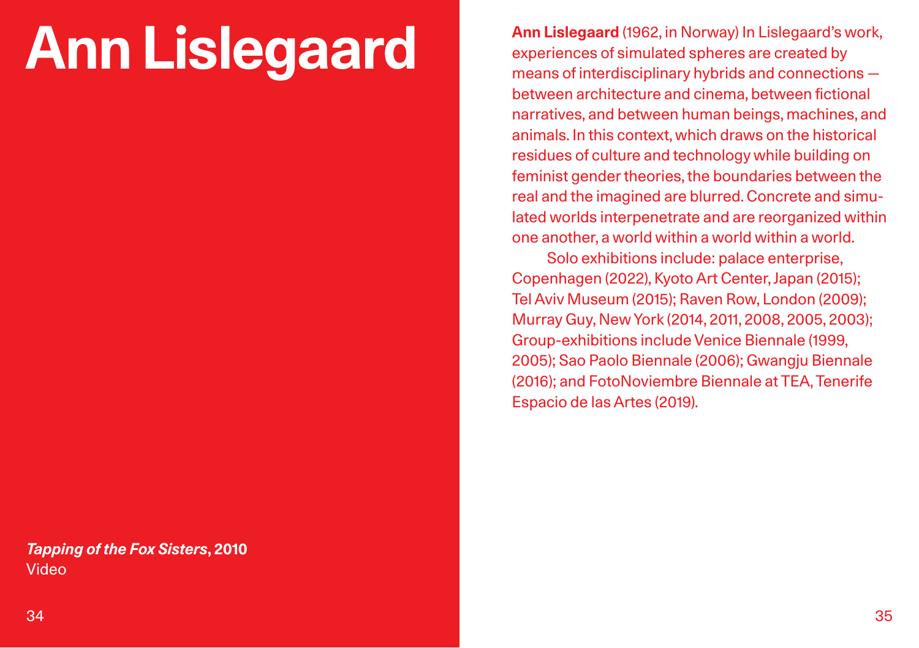# Ann Lislegaard

***Tapping of the Fox Sisters*, 2010**
Video

**Ann Lislegaard** (1962, in Norway) In Lislegaard's work, experiences of simulated spheres are created by means of interdisciplinary hybrids and connections — between architecture and cinema, between fictional narratives, and between human beings, machines, and animals. In this context, which draws on the historical residues of culture and technology while building on feminist gender theories, the boundaries between the real and the imagined are blurred. Concrete and simulated worlds interpenetrate and are reorganized within one another, a world within a world within a world.

Solo exhibitions include: palace enterprise, Copenhagen (2022), Kyoto Art Center, Japan (2015); Tel Aviv Museum (2015); Raven Row, London (2009); Murray Guy, New York (2014, 2011, 2008, 2005, 2003); Group-exhibitions include Venice Biennale (1999, 2005); Sao Paolo Biennale (2006); Gwangju Biennale (2016); and FotoNoviembre Biennale at TEA, Tenerife Espacio de las Artes (2019).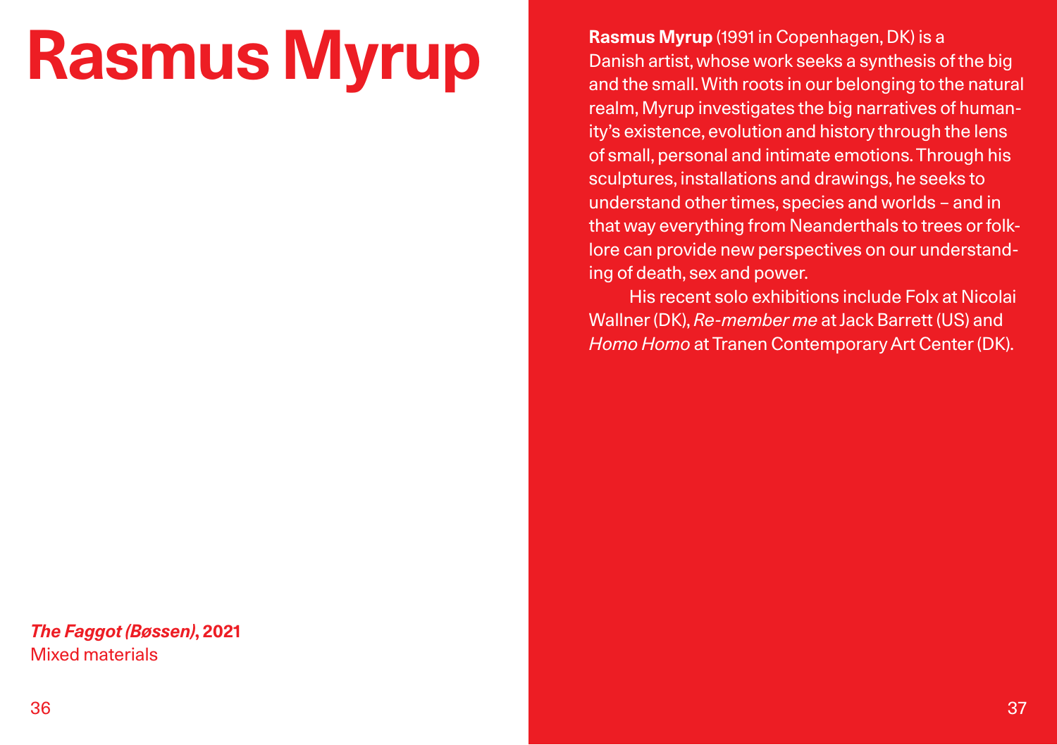# Rasmus Myrup

***The Faggot (Bøssen)*, 2021**
Mixed materials

**Rasmus Myrup** (1991 in Copenhagen, DK) is a Danish artist, whose work seeks a synthesis of the big and the small. With roots in our belonging to the natural realm, Myrup investigates the big narratives of humanity's existence, evolution and history through the lens of small, personal and intimate emotions. Through his sculptures, installations and drawings, he seeks to understand other times, species and worlds – and in that way everything from Neanderthals to trees or folklore can provide new perspectives on our understanding of death, sex and power.

His recent solo exhibitions include Folx at Nicolai Wallner (DK), *Re-member me* at Jack Barrett (US) and *Homo Homo* at Tranen Contemporary Art Center (DK).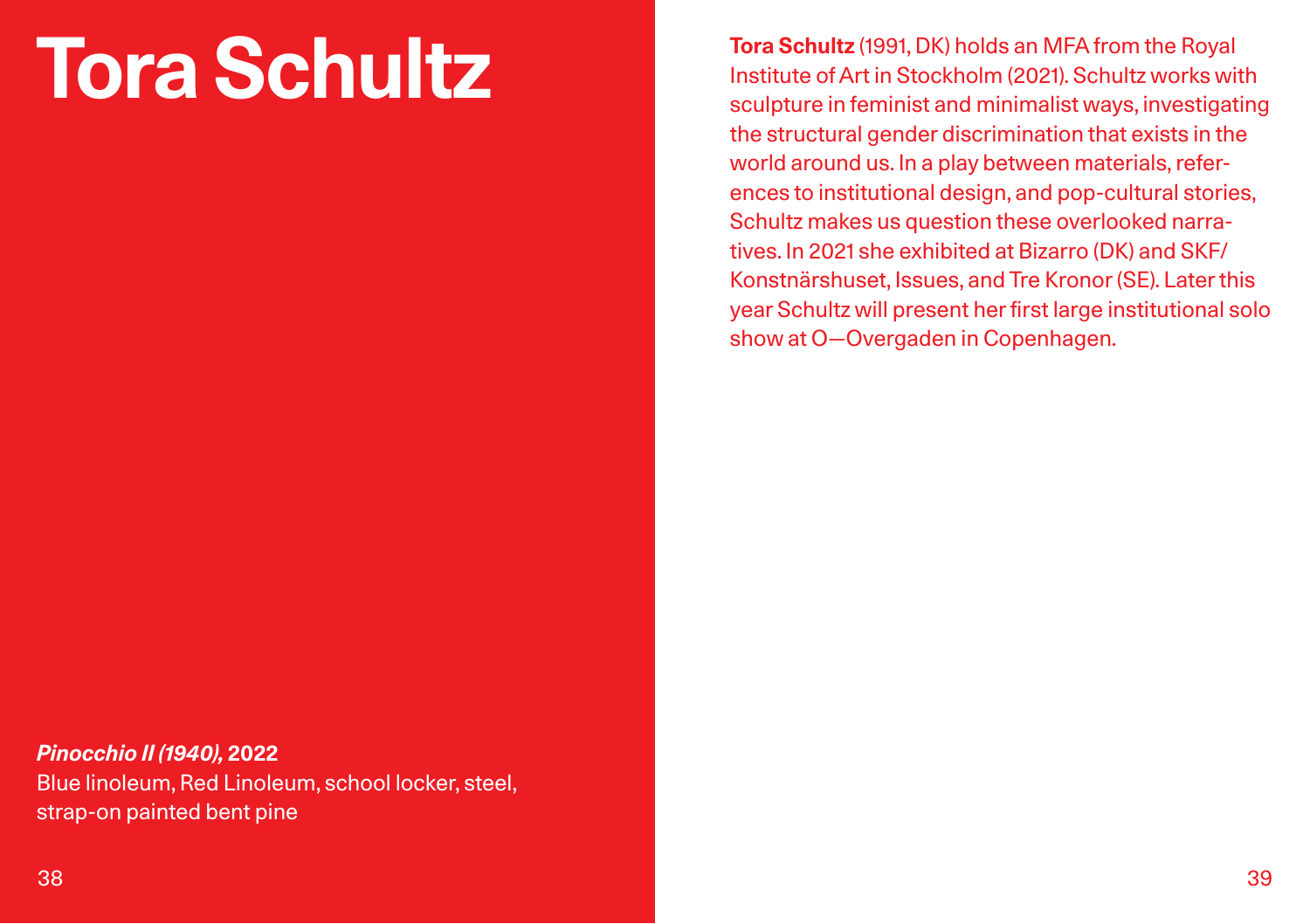# Tora Schultz

***Pinocchio II (1940)*, 2022**
Blue linoleum, Red Linoleum, school locker, steel, strap-on painted bent pine

**Tora Schultz** (1991, DK) holds an MFA from the Royal Institute of Art in Stockholm (2021). Schultz works with sculpture in feminist and minimalist ways, investigating the structural gender discrimination that exists in the world around us. In a play between materials, references to institutional design, and pop-cultural stories, Schultz makes us question these overlooked narratives. In 2021 she exhibited at Bizarro (DK) and SKF/Konstnärshuset, Issues, and Tre Kronor (SE). Later this year Schultz will present her first large institutional solo show at O—Overgaden in Copenhagen.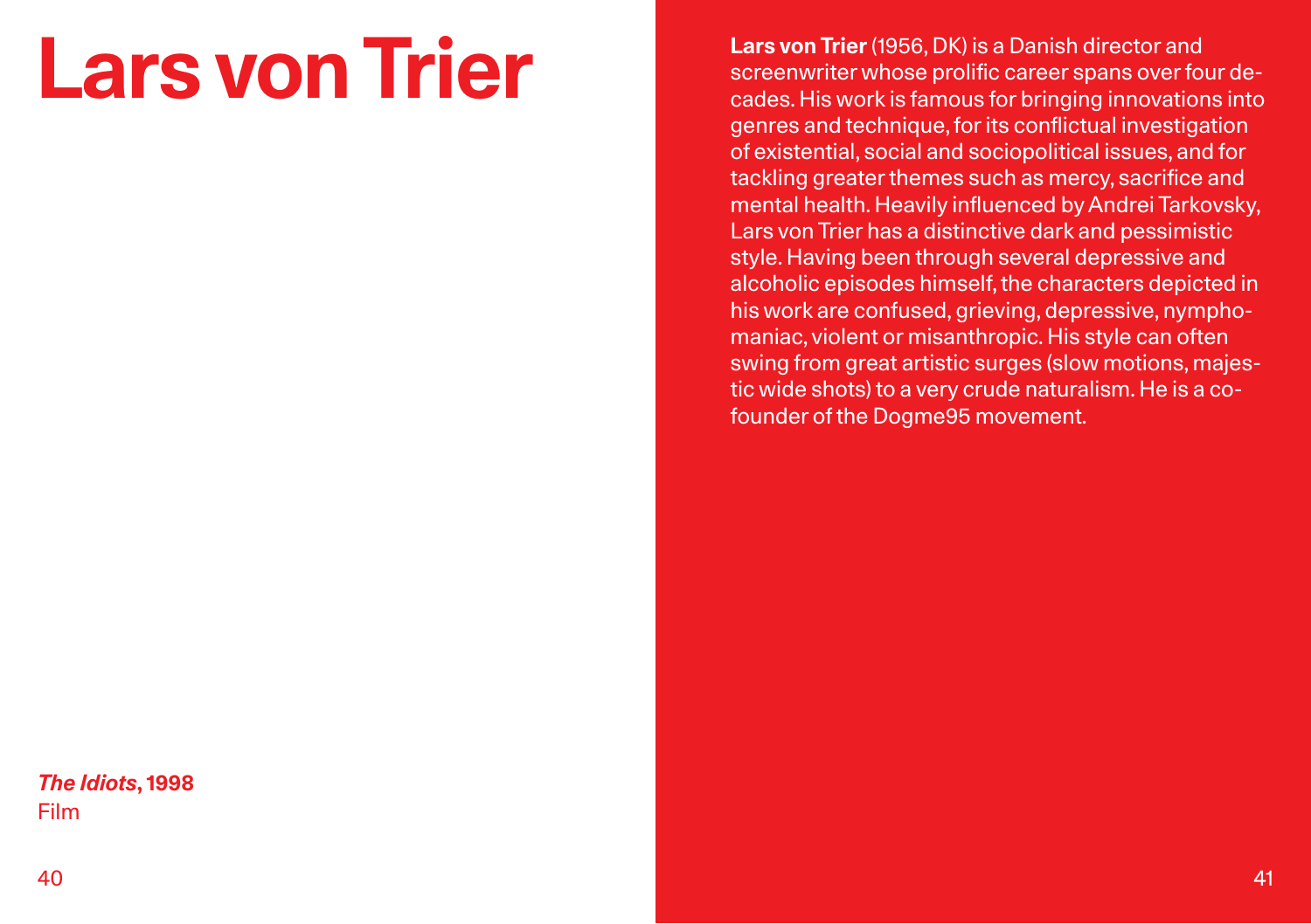# Lars von Trier

***The Idiots*, 1998**
Film

**Lars von Trier** (1956, DK) is a Danish director and screenwriter whose prolific career spans over four decades. His work is famous for bringing innovations into genres and technique, for its conflictual investigation of existential, social and sociopolitical issues, and for tackling greater themes such as mercy, sacrifice and mental health. Heavily influenced by Andrei Tarkovsky, Lars von Trier has a distinctive dark and pessimistic style. Having been through several depressive and alcoholic episodes himself, the characters depicted in his work are confused, grieving, depressive, nymphomaniac, violent or misanthropic. His style can often swing from great artistic surges (slow motions, majestic wide shots) to a very crude naturalism. He is a co-founder of the Dogme95 movement.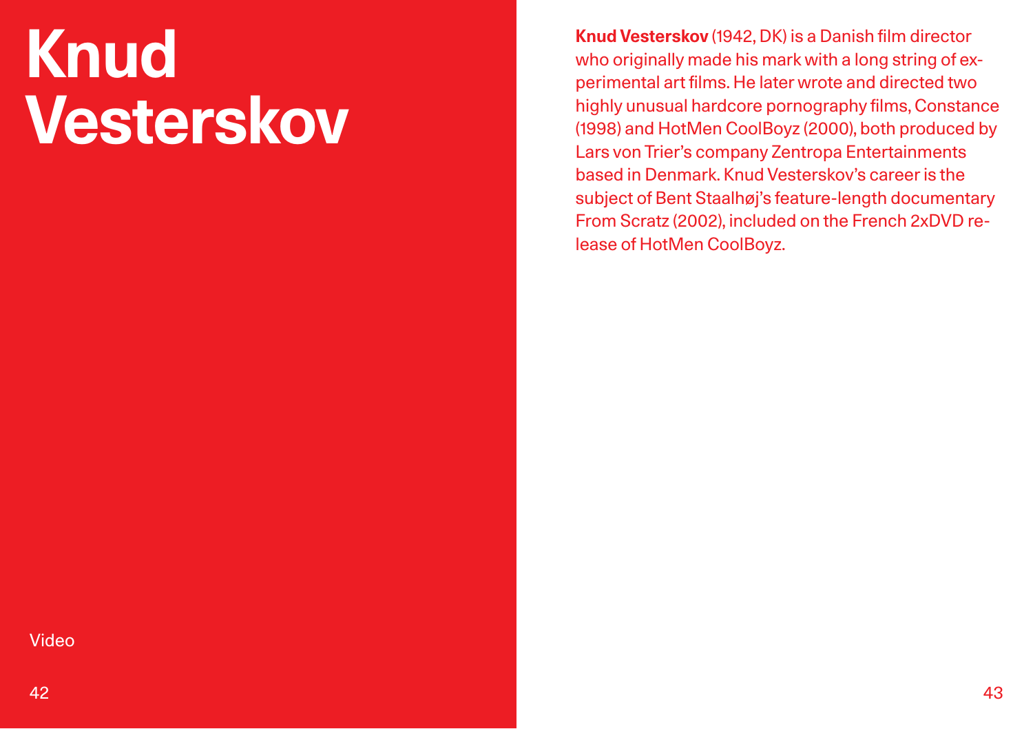# Knud Vesterskov

Video

**Knud Vesterskov** (1942, DK) is a Danish film director who originally made his mark with a long string of experimental art films. He later wrote and directed two highly unusual hardcore pornography films, Constance (1998) and HotMen CoolBoyz (2000), both produced by Lars von Trier's company Zentropa Entertainments based in Denmark. Knud Vesterskov's career is the subject of Bent Staalhøj's feature-length documentary From Scratz (2002), included on the French 2xDVD release of HotMen CoolBoyz.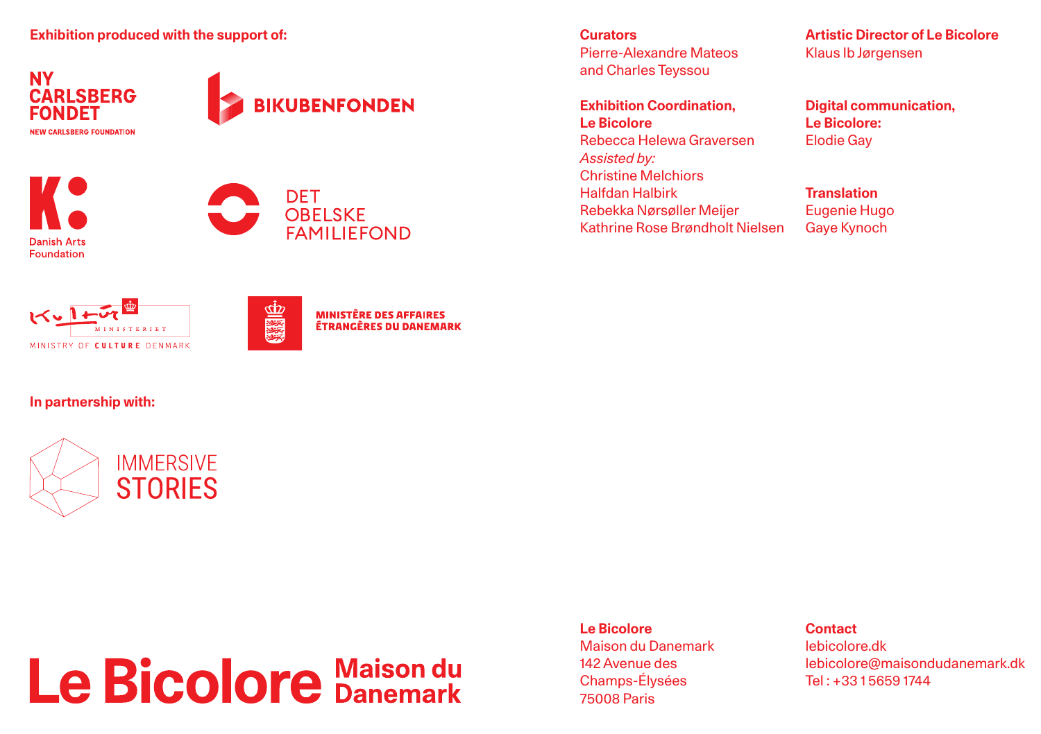**Exhibition produced with the support of:**

NY CARLSBERG FONDET
NEW CARLSBERG FOUNDATION

BIKUBENFONDEN

Danish Arts Foundation

DET OBELSKE FAMILIEFOND

MINISTRY OF CULTURE DENMARK

MINISTÈRE DES AFFAIRES ÉTRANGÈRES DU DANEMARK

**In partnership with:**

IMMERSIVE STORIES

**Curators**
Pierre-Alexandre Mateos
and Charles Teyssou

**Exhibition Coordination, Le Bicolore**
Rebecca Helewa Graversen
*Assisted by:*
Christine Melchiors
Halfdan Halbirk
Rebekka Nørsøller Meijer
Kathrine Rose Brøndholt Nielsen

**Artistic Director of Le Bicolore**
Klaus Ib Jørgensen

**Digital communication, Le Bicolore:**
Elodie Gay

**Translation**
Eugenie Hugo
Gaye Kynoch

Le Bicolore Maison du Danemark

**Le Bicolore**
Maison du Danemark
142 Avenue des
Champs-Élysées
75008 Paris

**Contact**
lebicolore.dk
lebicolore@maisondudanemark.dk
Tel : +33 1 5659 1744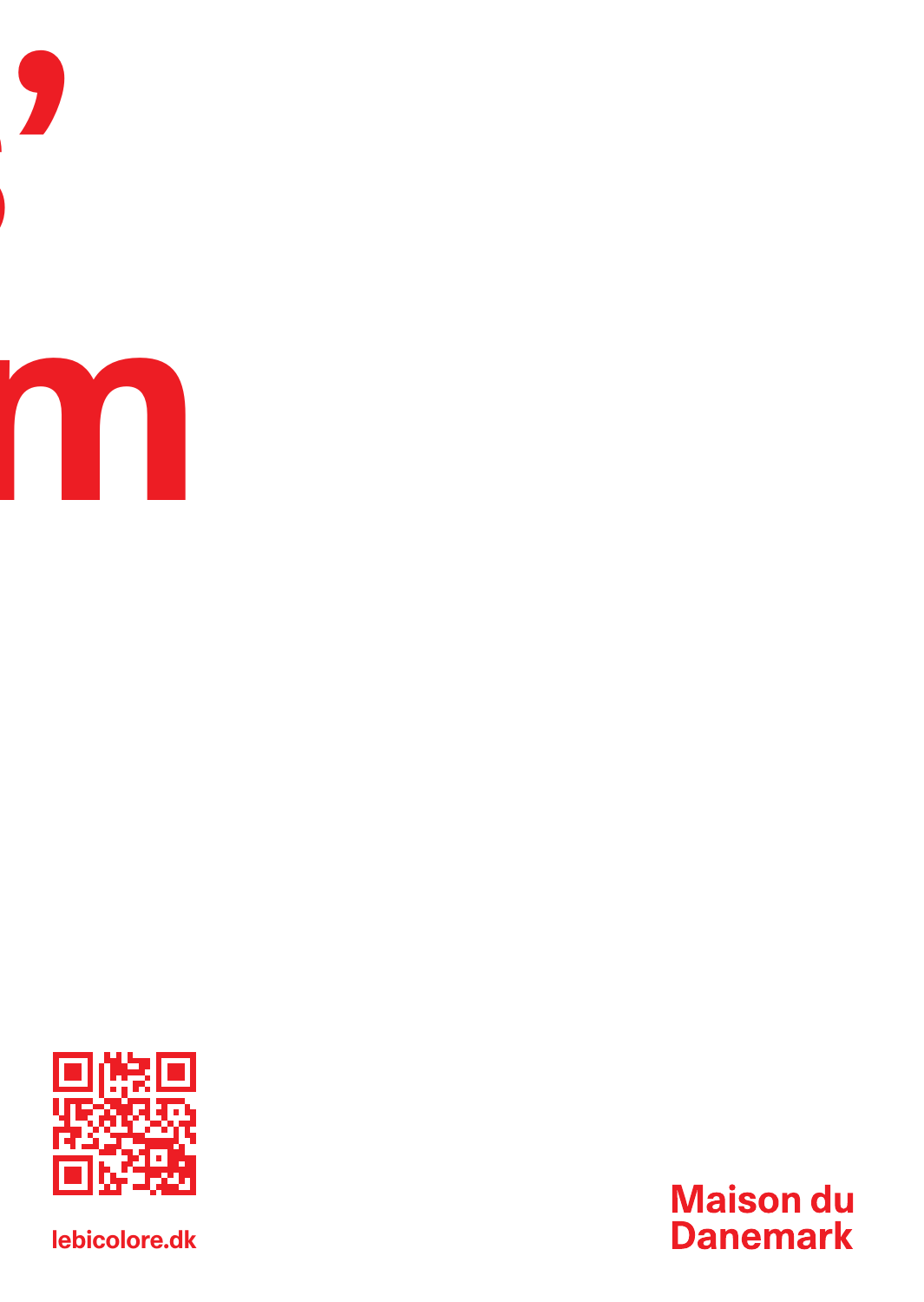s'

m

lebicolore.dk

Maison du
Danemark